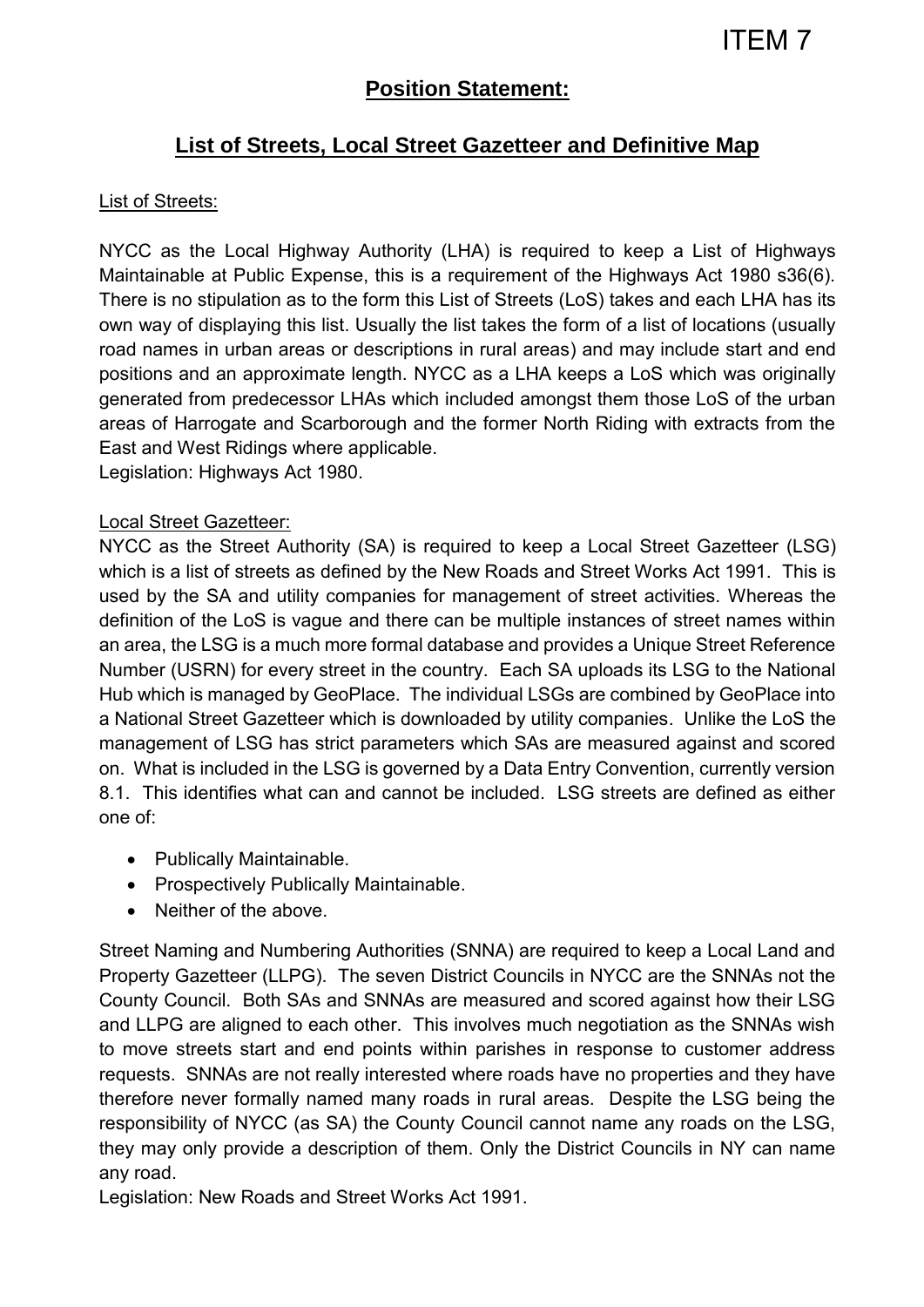ITEM 7

# Position Statement:

## List of Streets, Local Street Gazetteer and Definitive Map

List of Streets:

NYCC as the Local Highway Authority (LHA) is required to keep a List of Highways Maintainable at Public Expense, this is a requirement of the Highways Act 1980 s36(6). There is no stipulation as to the form this List of Streets (LoS) takes and each LHA has its own way of displaying this list. Usually the list takes the form of a list of locations (usually road names in urban areas or descriptions in rural areas) and may include start and end positions and an approximate length. NYCC as a LHA keeps a LoS which was originally generated from predecessor LHAs which included amongst them those LoS of the urban areas of Harrogate and Scarborough and the former North Riding with extracts from the East and West Ridings where applicable.
Legislation: Highways Act 1980.

Local Street Gazetteer:
NYCC as the Street Authority (SA) is required to keep a Local Street Gazetteer (LSG) which is a list of streets as defined by the New Roads and Street Works Act 1991. This is used by the SA and utility companies for management of street activities. Whereas the definition of the LoS is vague and there can be multiple instances of street names within an area, the LSG is a much more formal database and provides a Unique Street Reference Number (USRN) for every street in the country. Each SA uploads its LSG to the National Hub which is managed by GeoPlace. The individual LSGs are combined by GeoPlace into a National Street Gazetteer which is downloaded by utility companies. Unlike the LoS the management of LSG has strict parameters which SAs are measured against and scored on. What is included in the LSG is governed by a Data Entry Convention, currently version 8.1. This identifies what can and cannot be included. LSG streets are defined as either one of:

- Publically Maintainable.
- Prospectively Publically Maintainable.
- Neither of the above.

Street Naming and Numbering Authorities (SNNA) are required to keep a Local Land and Property Gazetteer (LLPG). The seven District Councils in NYCC are the SNNAs not the County Council. Both SAs and SNNAs are measured and scored against how their LSG and LLPG are aligned to each other. This involves much negotiation as the SNNAs wish to move streets start and end points within parishes in response to customer address requests. SNNAs are not really interested where roads have no properties and they have therefore never formally named many roads in rural areas. Despite the LSG being the responsibility of NYCC (as SA) the County Council cannot name any roads on the LSG, they may only provide a description of them. Only the District Councils in NY can name any road.
Legislation: New Roads and Street Works Act 1991.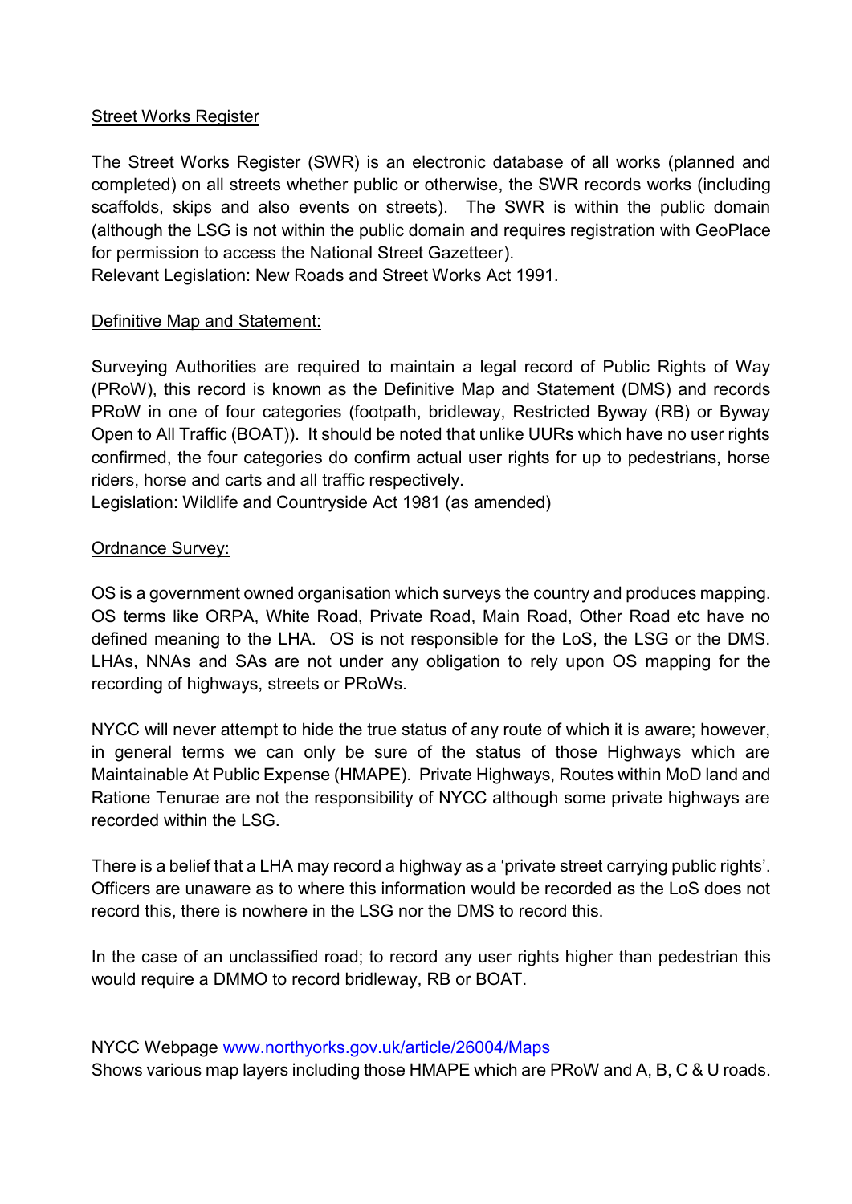Street Works Register

The Street Works Register (SWR) is an electronic database of all works (planned and completed) on all streets whether public or otherwise, the SWR records works (including scaffolds, skips and also events on streets). The SWR is within the public domain (although the LSG is not within the public domain and requires registration with GeoPlace for permission to access the National Street Gazetteer).
Relevant Legislation: New Roads and Street Works Act 1991.

Definitive Map and Statement:

Surveying Authorities are required to maintain a legal record of Public Rights of Way (PRoW), this record is known as the Definitive Map and Statement (DMS) and records PRoW in one of four categories (footpath, bridleway, Restricted Byway (RB) or Byway Open to All Traffic (BOAT)). It should be noted that unlike UURs which have no user rights confirmed, the four categories do confirm actual user rights for up to pedestrians, horse riders, horse and carts and all traffic respectively.
Legislation: Wildlife and Countryside Act 1981 (as amended)

Ordnance Survey:

OS is a government owned organisation which surveys the country and produces mapping. OS terms like ORPA, White Road, Private Road, Main Road, Other Road etc have no defined meaning to the LHA. OS is not responsible for the LoS, the LSG or the DMS. LHAs, NNAs and SAs are not under any obligation to rely upon OS mapping for the recording of highways, streets or PRoWs.

NYCC will never attempt to hide the true status of any route of which it is aware; however, in general terms we can only be sure of the status of those Highways which are Maintainable At Public Expense (HMAPE). Private Highways, Routes within MoD land and Ratione Tenurae are not the responsibility of NYCC although some private highways are recorded within the LSG.

There is a belief that a LHA may record a highway as a 'private street carrying public rights'. Officers are unaware as to where this information would be recorded as the LoS does not record this, there is nowhere in the LSG nor the DMS to record this.

In the case of an unclassified road; to record any user rights higher than pedestrian this would require a DMMO to record bridleway, RB or BOAT.

NYCC Webpage [www.northyorks.gov.uk/article/26004/Maps](http://www.northyorks.gov.uk/article/26004/Maps)
Shows various map layers including those HMAPE which are PRoW and A, B, C & U roads.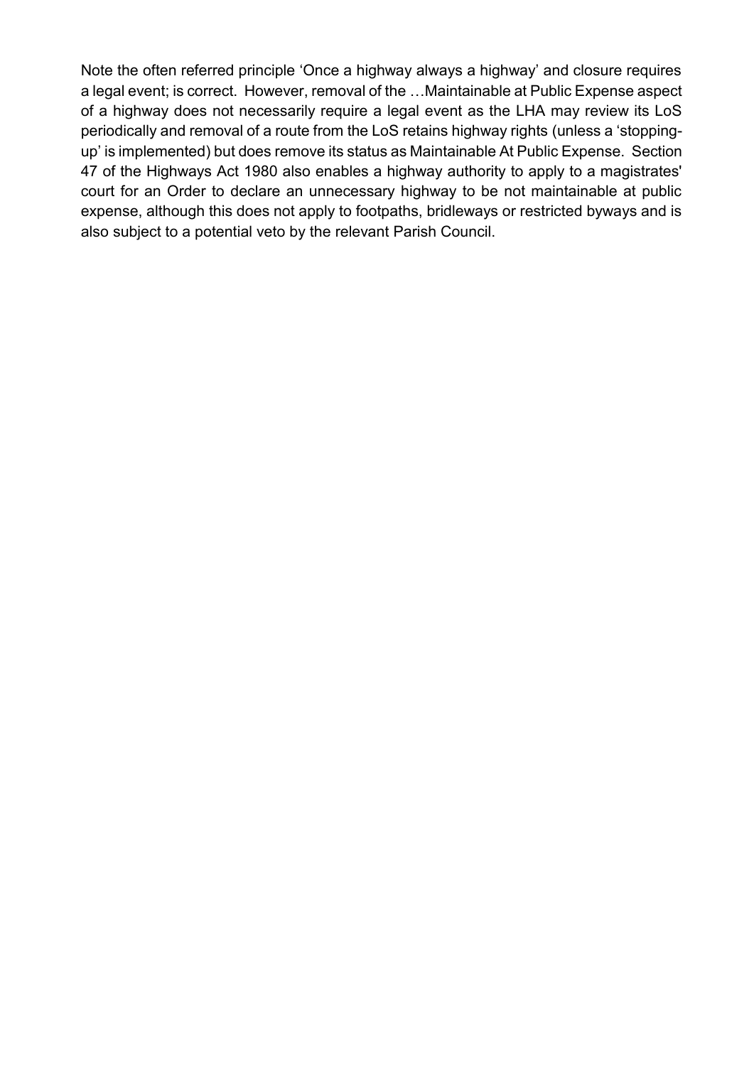Note the often referred principle 'Once a highway always a highway' and closure requires a legal event; is correct. However, removal of the …Maintainable at Public Expense aspect of a highway does not necessarily require a legal event as the LHA may review its LoS periodically and removal of a route from the LoS retains highway rights (unless a 'stopping-up' is implemented) but does remove its status as Maintainable At Public Expense. Section 47 of the Highways Act 1980 also enables a highway authority to apply to a magistrates' court for an Order to declare an unnecessary highway to be not maintainable at public expense, although this does not apply to footpaths, bridleways or restricted byways and is also subject to a potential veto by the relevant Parish Council.